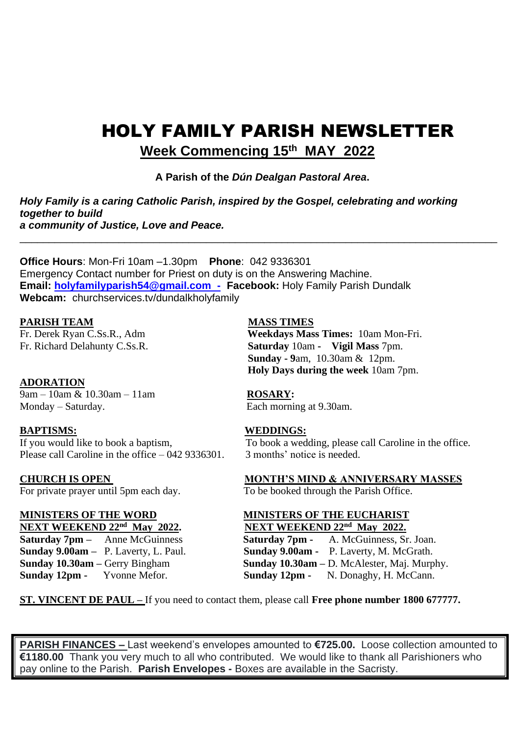# HOLY FAMILY PARISH NEWSLETTER

## Week Commencing 15th MAY 2022

**A Parish of the *Dún Dealgan Pastoral Area*.**

***Holy Family is a caring Catholic Parish, inspired by the Gospel, celebrating and working together to build a community of Justice, Love and Peace.***

---

**Office Hours**: Mon-Fri 10am –1.30pm **Phone**: 042 9336301
Emergency Contact number for Priest on duty is on the Answering Machine.
**Email: holyfamilyparish54@gmail.com - Facebook:** Holy Family Parish Dundalk
**Webcam:** churchservices.tv/dundalkholyfamily

**PARISH TEAM**
Fr. Derek Ryan C.Ss.R., Adm
Fr. Richard Delahunty C.Ss.R.

**MASS TIMES**
**Weekdays Mass Times:** 10am Mon-Fri.
**Saturday** 10am - **Vigil Mass** 7pm.
**Sunday - 9**am, 10.30am & 12pm.
**Holy Days during the week** 10am 7pm.

**ADORATION**
9am – 10am & 10.30am – 11am
Monday – Saturday.

**ROSARY:**
Each morning at 9.30am.

**BAPTISMS:**
If you would like to book a baptism,
Please call Caroline in the office – 042 9336301.

**WEDDINGS:**
To book a wedding, please call Caroline in the office.
3 months' notice is needed.

**CHURCH IS OPEN**
For private prayer until 5pm each day.

**MONTH'S MIND & ANNIVERSARY MASSES**
To be booked through the Parish Office.

**MINISTERS OF THE WORD**
**NEXT WEEKEND 22nd May 2022.**
**Saturday 7pm –** Anne McGuinness
**Sunday 9.00am –** P. Laverty, L. Paul.
**Sunday 10.30am –** Gerry Bingham
**Sunday 12pm -** Yvonne Mefor.

**MINISTERS OF THE EUCHARIST**
**NEXT WEEKEND 22nd May 2022.**
**Saturday 7pm -** A. McGuinness, Sr. Joan.
**Sunday 9.00am -** P. Laverty, M. McGrath.
**Sunday 10.30am –** D. McAlester, Maj. Murphy.
**Sunday 12pm -** N. Donaghy, H. McCann.

**ST. VINCENT DE PAUL –** If you need to contact them, please call **Free phone number 1800 677777.**

**PARISH FINANCES –** Last weekend's envelopes amounted to **€725.00.** Loose collection amounted to **€1180.00** Thank you very much to all who contributed. We would like to thank all Parishioners who pay online to the Parish. **Parish Envelopes -** Boxes are available in the Sacristy.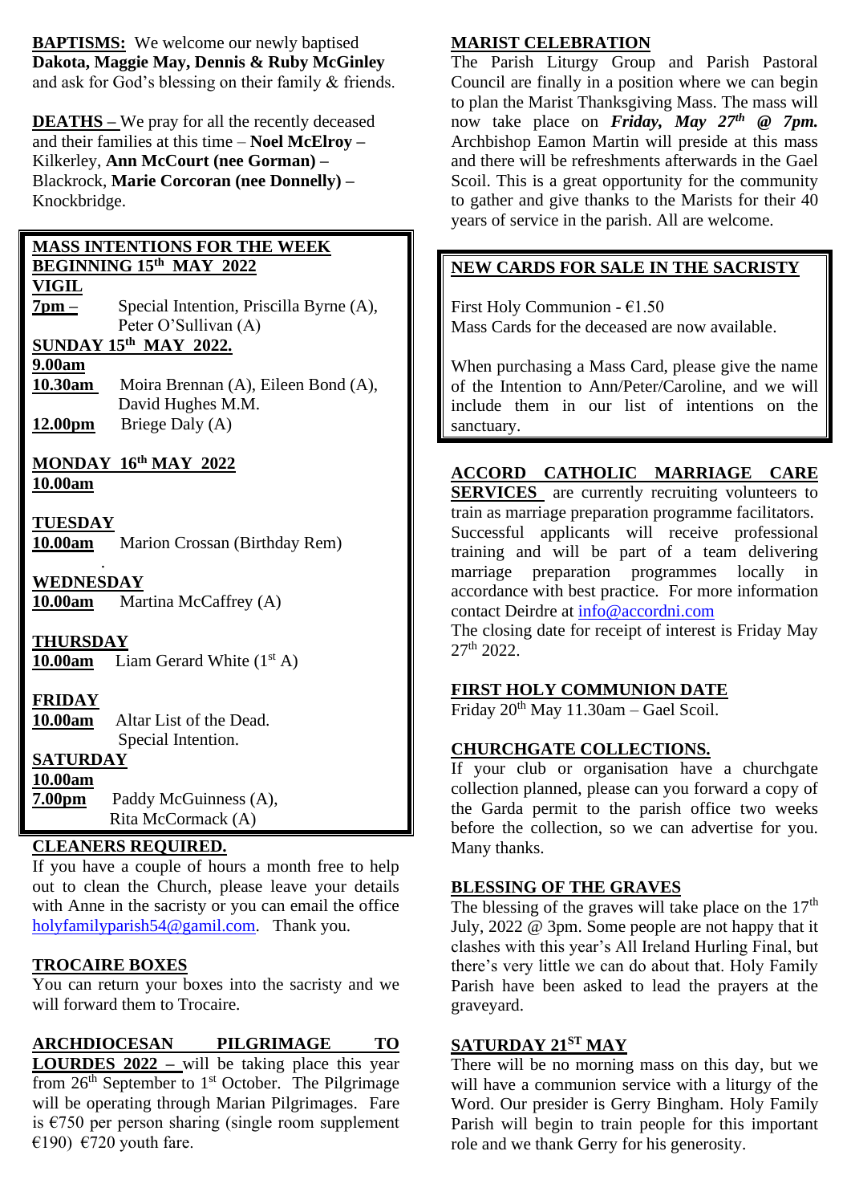**BAPTISMS:** We welcome our newly baptised **Dakota, Maggie May, Dennis & Ruby McGinley** and ask for God's blessing on their family & friends.

**DEATHS –** We pray for all the recently deceased and their families at this time – **Noel McElroy –** Kilkerley, **Ann McCourt (nee Gorman) –** Blackrock, **Marie Corcoran (nee Donnelly) –** Knockbridge.

**MASS INTENTIONS FOR THE WEEK BEGINNING 15th MAY 2022**

**VIGIL**

**7pm –** Special Intention, Priscilla Byrne (A), Peter O'Sullivan (A)

**SUNDAY 15th MAY 2022.**

**9.00am**

**10.30am** Moira Brennan (A), Eileen Bond (A), David Hughes M.M.

**12.00pm** Briege Daly (A)

**MONDAY 16th MAY 2022**

**10.00am**

**TUESDAY**

**10.00am** Marion Crossan (Birthday Rem)

**WEDNESDAY**

**10.00am** Martina McCaffrey (A)

**THURSDAY**

**10.00am** Liam Gerard White (1st A)

**FRIDAY**

**10.00am** Altar List of the Dead. Special Intention.

**SATURDAY**

**10.00am**

**7.00pm** Paddy McGuinness (A), Rita McCormack (A)

**CLEANERS REQUIRED.**

If you have a couple of hours a month free to help out to clean the Church, please leave your details with Anne in the sacristy or you can email the office holyfamilyparish54@gamil.com. Thank you.

**TROCAIRE BOXES**

You can return your boxes into the sacristy and we will forward them to Trocaire.

**ARCHDIOCESAN PILGRIMAGE TO LOURDES 2022 –** will be taking place this year from 26th September to 1st October. The Pilgrimage will be operating through Marian Pilgrimages. Fare is €750 per person sharing (single room supplement €190) €720 youth fare.

**MARIST CELEBRATION**

The Parish Liturgy Group and Parish Pastoral Council are finally in a position where we can begin to plan the Marist Thanksgiving Mass. The mass will now take place on ***Friday, May 27th @ 7pm.*** Archbishop Eamon Martin will preside at this mass and there will be refreshments afterwards in the Gael Scoil. This is a great opportunity for the community to gather and give thanks to the Marists for their 40 years of service in the parish. All are welcome.

**NEW CARDS FOR SALE IN THE SACRISTY**

First Holy Communion - €1.50
Mass Cards for the deceased are now available.

When purchasing a Mass Card, please give the name of the Intention to Ann/Peter/Caroline, and we will include them in our list of intentions on the sanctuary.

**ACCORD CATHOLIC MARRIAGE CARE SERVICES** are currently recruiting volunteers to train as marriage preparation programme facilitators. Successful applicants will receive professional training and will be part of a team delivering marriage preparation programmes locally in accordance with best practice. For more information contact Deirdre at info@accordni.com

The closing date for receipt of interest is Friday May 27th 2022.

**FIRST HOLY COMMUNION DATE**

Friday 20th May 11.30am – Gael Scoil.

**CHURCHGATE COLLECTIONS.**

If your club or organisation have a churchgate collection planned, please can you forward a copy of the Garda permit to the parish office two weeks before the collection, so we can advertise for you. Many thanks.

**BLESSING OF THE GRAVES**

The blessing of the graves will take place on the 17th July, 2022 @ 3pm. Some people are not happy that it clashes with this year's All Ireland Hurling Final, but there's very little we can do about that. Holy Family Parish have been asked to lead the prayers at the graveyard.

**SATURDAY 21ST MAY**

There will be no morning mass on this day, but we will have a communion service with a liturgy of the Word. Our presider is Gerry Bingham. Holy Family Parish will begin to train people for this important role and we thank Gerry for his generosity.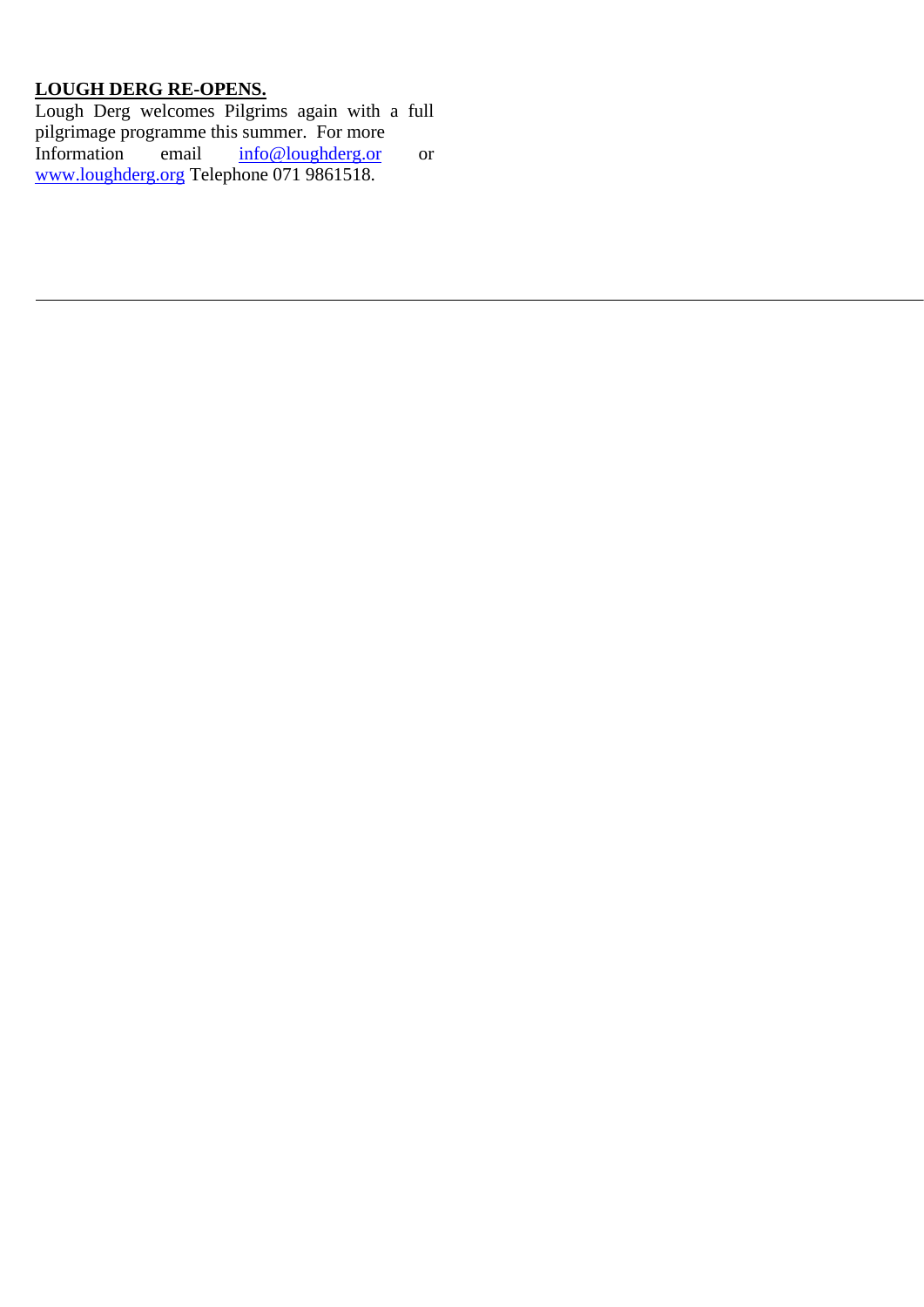**<u>LOUGH DERG RE-OPENS.</u>**

Lough Derg welcomes Pilgrims again with a full pilgrimage programme this summer. For more Information email info@loughderg.or or www.loughderg.org Telephone 071 9861518.

---